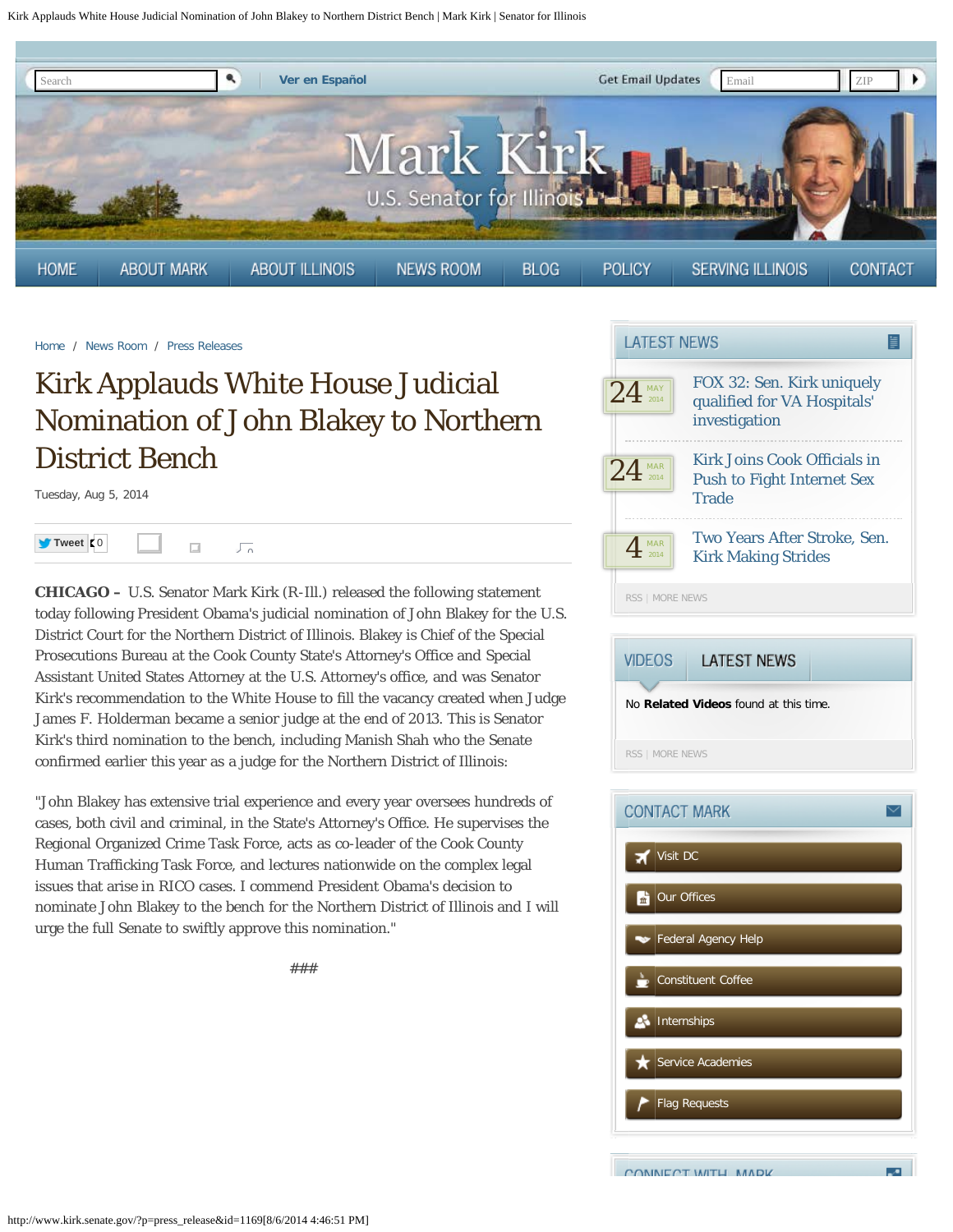Kirk Applauds White House Judicial Nomination of John Blakey to Northern District Bench | Mark Kirk | Senator for Illinois

Search | Ver en Español | Get Email Updates | Email | ZIP

# Mark Kirk

U.S. Senator for Illinois

HOME | ABOUT MARK | ABOUT ILLINOIS | NEWS ROOM | BLOG | POLICY | SERVING ILLINOIS | CONTACT

Home / News Room / Press Releases

# Kirk Applauds White House Judicial Nomination of John Blakey to Northern District Bench

Tuesday, Aug 5, 2014

Tweet 0

**CHICAGO –** U.S. Senator Mark Kirk (R-Ill.) released the following statement today following President Obama's judicial nomination of John Blakey for the U.S. District Court for the Northern District of Illinois. Blakey is Chief of the Special Prosecutions Bureau at the Cook County State's Attorney's Office and Special Assistant United States Attorney at the U.S. Attorney's office, and was Senator Kirk's recommendation to the White House to fill the vacancy created when Judge James F. Holderman became a senior judge at the end of 2013. This is Senator Kirk's third nomination to the bench, including Manish Shah who the Senate confirmed earlier this year as a judge for the Northern District of Illinois:

"John Blakey has extensive trial experience and every year oversees hundreds of cases, both civil and criminal, in the State's Attorney's Office. He supervises the Regional Organized Crime Task Force, acts as co-leader of the Cook County Human Trafficking Task Force, and lectures nationwide on the complex legal issues that arise in RICO cases. I commend President Obama's decision to nominate John Blakey to the bench for the Northern District of Illinois and I will urge the full Senate to swiftly approve this nomination."

###

## LATEST NEWS

- 24 MAY 2014 — FOX 32: Sen. Kirk uniquely qualified for VA Hospitals' investigation
- 24 MAR 2014 — Kirk Joins Cook Officials in Push to Fight Internet Sex Trade
- 4 MAR 2014 — Two Years After Stroke, Sen. Kirk Making Strides

RSS | MORE NEWS

## VIDEOS | LATEST NEWS

No **Related Videos** found at this time.

RSS | MORE NEWS

## CONTACT MARK

- Visit DC
- Our Offices
- Federal Agency Help
- Constituent Coffee
- Internships
- Service Academies
- Flag Requests

## CONNECT WITH MARK

http://www.kirk.senate.gov/?p=press_release&id=1169[8/6/2014 4:46:51 PM]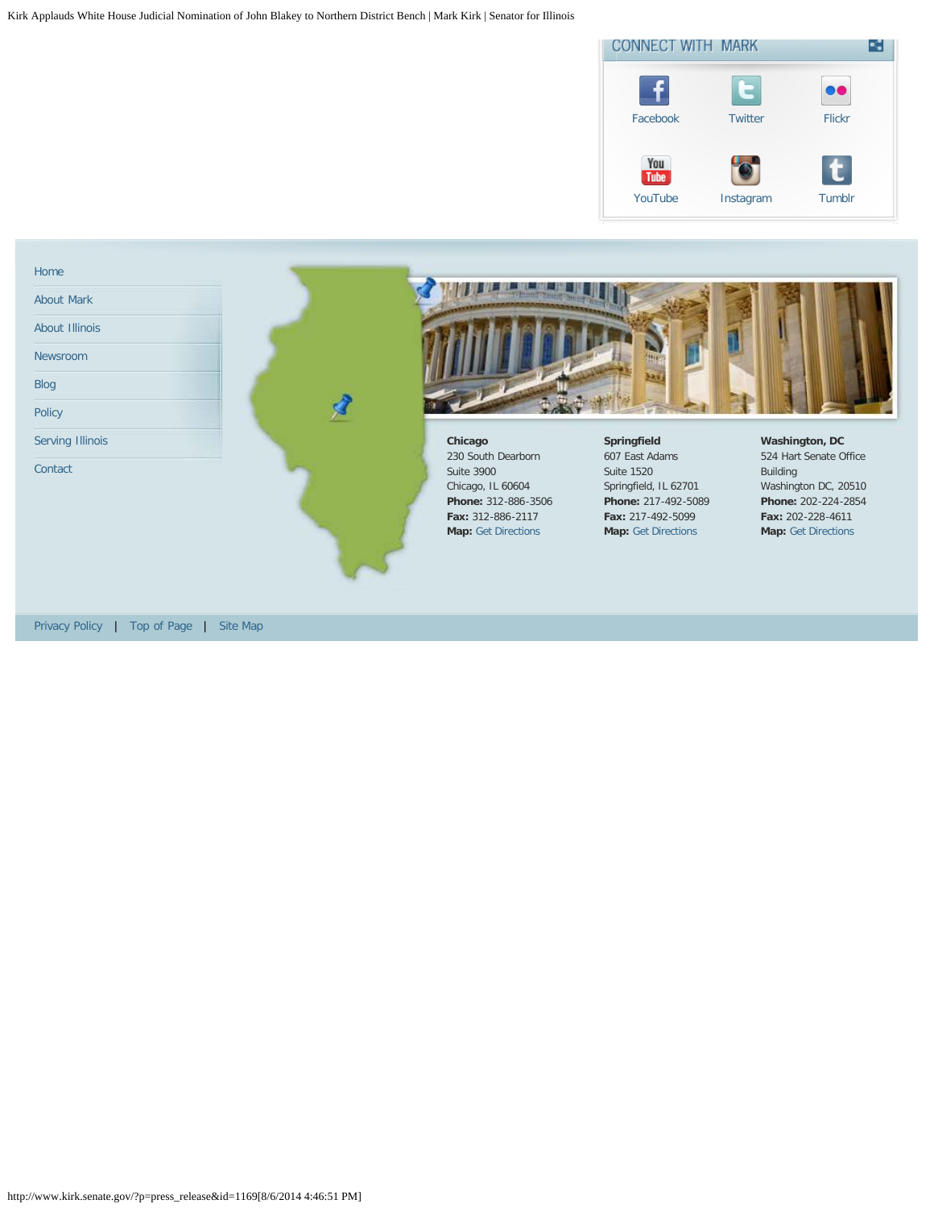CONNECT WITH MARK

Facebook Twitter Flickr

YouTube Instagram Tumblr

- Home
- About Mark
- About Illinois
- Newsroom
- Blog
- Policy
- Serving Illinois
- Contact

**Chicago**
230 South Dearborn
Suite 3900
Chicago, IL 60604
**Phone:** 312-886-3506
**Fax:** 312-886-2117
**Map:** Get Directions

**Springfield**
607 East Adams
Suite 1520
Springfield, IL 62701
**Phone:** 217-492-5089
**Fax:** 217-492-5099
**Map:** Get Directions

**Washington, DC**
524 Hart Senate Office Building
Washington DC, 20510
**Phone:** 202-224-2854
**Fax:** 202-228-4611
**Map:** Get Directions

Privacy Policy | Top of Page | Site Map